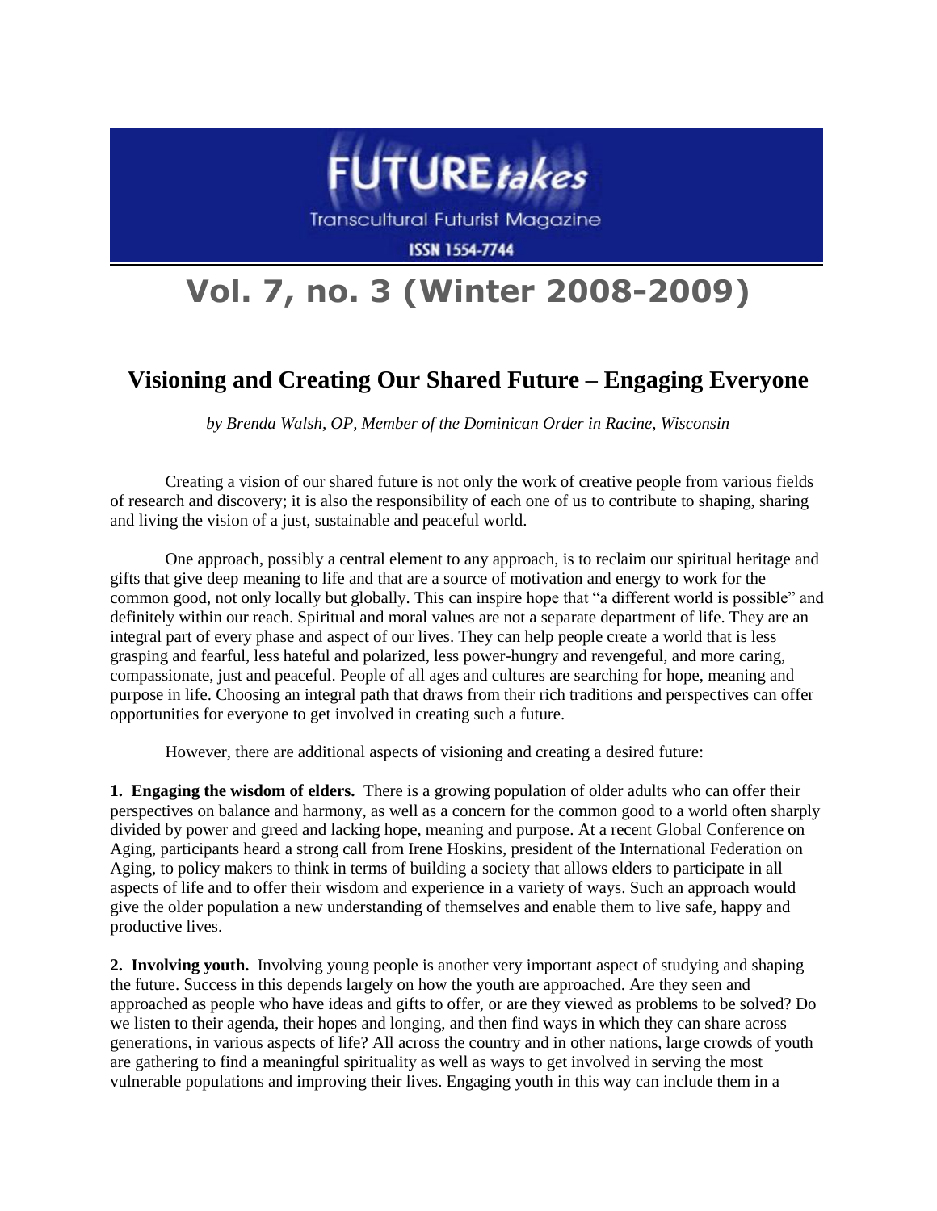# FUTURE*takes*

Transcultural Futurist Magazine

ISSN 1554-7744

# Vol. 7, no. 3 (Winter 2008-2009)

## Visioning and Creating Our Shared Future – Engaging Everyone

*by Brenda Walsh, OP, Member of the Dominican Order in Racine, Wisconsin*

Creating a vision of our shared future is not only the work of creative people from various fields of research and discovery; it is also the responsibility of each one of us to contribute to shaping, sharing and living the vision of a just, sustainable and peaceful world.

One approach, possibly a central element to any approach, is to reclaim our spiritual heritage and gifts that give deep meaning to life and that are a source of motivation and energy to work for the common good, not only locally but globally. This can inspire hope that "a different world is possible" and definitely within our reach. Spiritual and moral values are not a separate department of life. They are an integral part of every phase and aspect of our lives. They can help people create a world that is less grasping and fearful, less hateful and polarized, less power-hungry and revengeful, and more caring, compassionate, just and peaceful. People of all ages and cultures are searching for hope, meaning and purpose in life. Choosing an integral path that draws from their rich traditions and perspectives can offer opportunities for everyone to get involved in creating such a future.

However, there are additional aspects of visioning and creating a desired future:

**1. Engaging the wisdom of elders.** There is a growing population of older adults who can offer their perspectives on balance and harmony, as well as a concern for the common good to a world often sharply divided by power and greed and lacking hope, meaning and purpose. At a recent Global Conference on Aging, participants heard a strong call from Irene Hoskins, president of the International Federation on Aging, to policy makers to think in terms of building a society that allows elders to participate in all aspects of life and to offer their wisdom and experience in a variety of ways. Such an approach would give the older population a new understanding of themselves and enable them to live safe, happy and productive lives.

**2. Involving youth.** Involving young people is another very important aspect of studying and shaping the future. Success in this depends largely on how the youth are approached. Are they seen and approached as people who have ideas and gifts to offer, or are they viewed as problems to be solved? Do we listen to their agenda, their hopes and longing, and then find ways in which they can share across generations, in various aspects of life? All across the country and in other nations, large crowds of youth are gathering to find a meaningful spirituality as well as ways to get involved in serving the most vulnerable populations and improving their lives. Engaging youth in this way can include them in a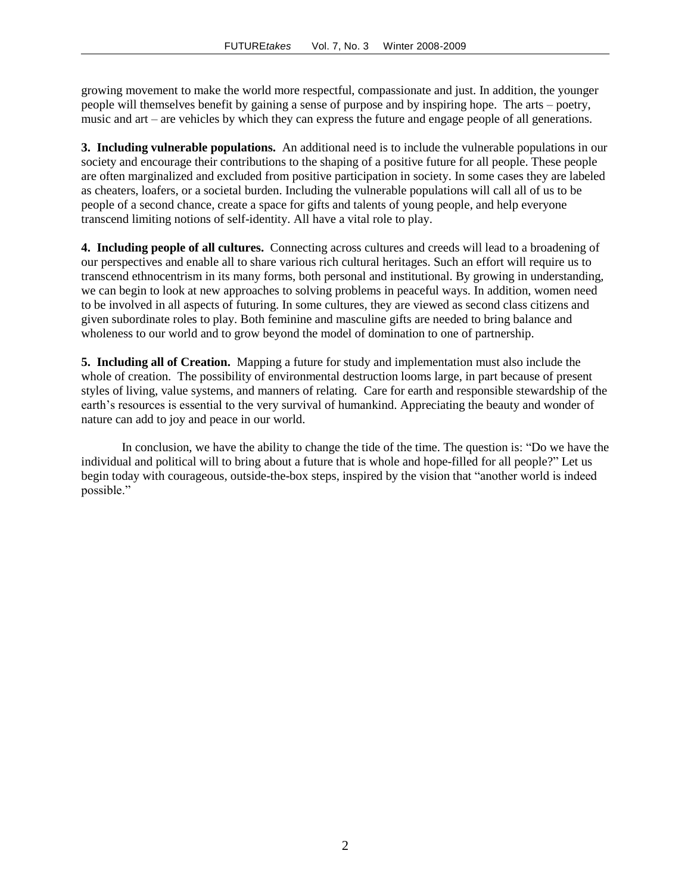growing movement to make the world more respectful, compassionate and just. In addition, the younger people will themselves benefit by gaining a sense of purpose and by inspiring hope. The arts – poetry, music and art – are vehicles by which they can express the future and engage people of all generations.

**3. Including vulnerable populations.** An additional need is to include the vulnerable populations in our society and encourage their contributions to the shaping of a positive future for all people. These people are often marginalized and excluded from positive participation in society. In some cases they are labeled as cheaters, loafers, or a societal burden. Including the vulnerable populations will call all of us to be people of a second chance, create a space for gifts and talents of young people, and help everyone transcend limiting notions of self-identity. All have a vital role to play.

**4. Including people of all cultures.** Connecting across cultures and creeds will lead to a broadening of our perspectives and enable all to share various rich cultural heritages. Such an effort will require us to transcend ethnocentrism in its many forms, both personal and institutional. By growing in understanding, we can begin to look at new approaches to solving problems in peaceful ways. In addition, women need to be involved in all aspects of futuring. In some cultures, they are viewed as second class citizens and given subordinate roles to play. Both feminine and masculine gifts are needed to bring balance and wholeness to our world and to grow beyond the model of domination to one of partnership.

**5. Including all of Creation.** Mapping a future for study and implementation must also include the whole of creation. The possibility of environmental destruction looms large, in part because of present styles of living, value systems, and manners of relating. Care for earth and responsible stewardship of the earth's resources is essential to the very survival of humankind. Appreciating the beauty and wonder of nature can add to joy and peace in our world.

In conclusion, we have the ability to change the tide of the time. The question is: "Do we have the individual and political will to bring about a future that is whole and hope-filled for all people?" Let us begin today with courageous, outside-the-box steps, inspired by the vision that "another world is indeed possible."